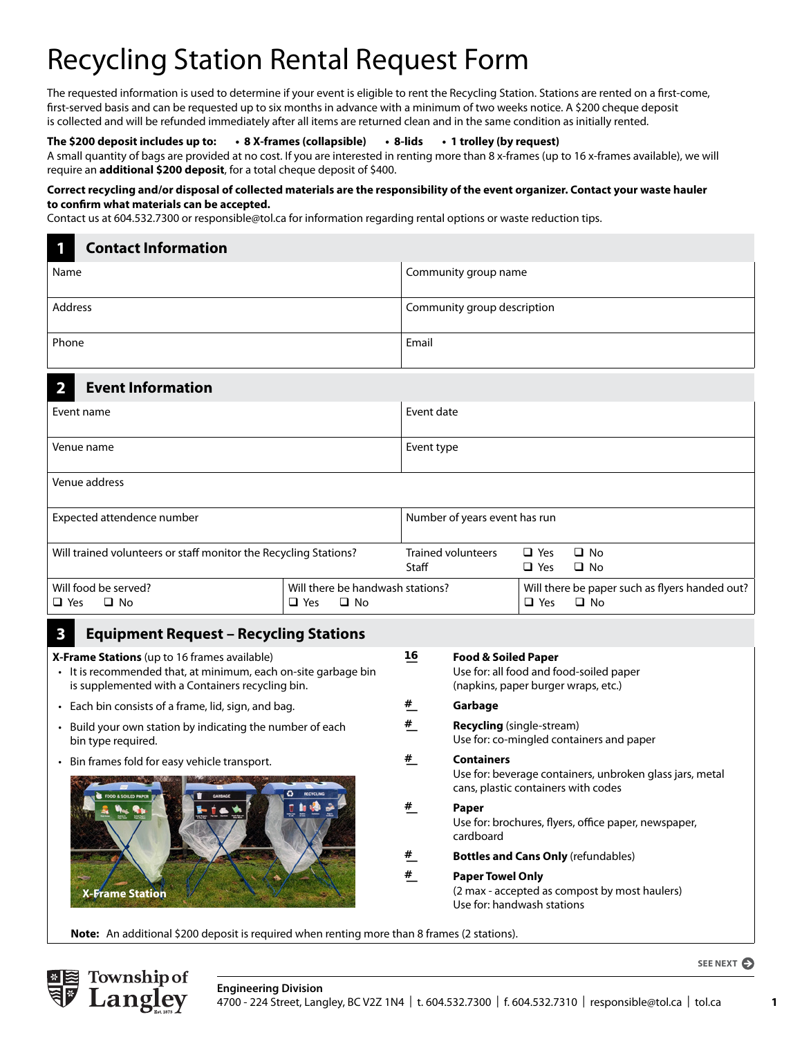# Recycling Station Rental Request Form

The requested information is used to determine if your event is eligible to rent the Recycling Station. Stations are rented on a first-come, first-served basis and can be requested up to six months in advance with a minimum of two weeks notice. A $200 cheque deposit is collected and will be refunded immediately after all items are returned clean and in the same condition as initially rented.

**The $200 deposit includes up to:** • **8 X-frames (collapsible)** • **8-lids** • **1 trolley (by request)**

A small quantity of bags are provided at no cost. If you are interested in renting more than 8 x-frames (up to 16 x-frames available), we will require an **additional $200 deposit**, for a total cheque deposit of $400.

**Correct recycling and/or disposal of collected materials are the responsibility of the event organizer. Contact your waste hauler to confirm what materials can be accepted.**

Contact us at 604.532.7300 or responsible@tol.ca for information regarding rental options or waste reduction tips.

## 1 Contact Information

| Name | Community group name |
|---|---|
| Address | Community group description |
| Phone | Email |

## 2 Event Information

| Event name | Event date |
|---|---|
| Venue name | Event type |
| Venue address | |
| Expected attendence number | Number of years event has run |
| Will trained volunteers or staff monitor the Recycling Stations? | Trained volunteers ❑ Yes ❑ No<br>Staff ❑ Yes ❑ No |

| Will food be served? ❑ Yes ❑ No | Will there be handwash stations? ❑ Yes ❑ No | Will there be paper such as flyers handed out? ❑ Yes ❑ No |
|---|---|---|

## 3 Equipment Request – Recycling Stations

**X-Frame Stations** (up to 16 frames available)

- It is recommended that, at minimum, each on-site garbage bin is supplemented with a Containers recycling bin.
- Each bin consists of a frame, lid, sign, and bag.
- Build your own station by indicating the number of each bin type required.
- Bin frames fold for easy vehicle transport.

X-Frame Station

| # | Bin type |
|---|---|
| 16 | **Food & Soiled Paper**<br>Use for: all food and food-soiled paper (napkins, paper burger wraps, etc.) |
| # | **Garbage** |
| # | **Recycling** (single-stream)<br>Use for: co-mingled containers and paper |
| # | **Containers**<br>Use for: beverage containers, unbroken glass jars, metal cans, plastic containers with codes |
| # | **Paper**<br>Use for: brochures, flyers, office paper, newspaper, cardboard |
| # | **Bottles and Cans Only** (refundables) |
| # | **Paper Towel Only**<br>(2 max - accepted as compost by most haulers)<br>Use for: handwash stations |

**Note:** An additional $200 deposit is required when renting more than 8 frames (2 stations).

SEE NEXT

Township of Langley

**Engineering Division**
4700 - 224 Street, Langley, BC V2Z 1N4 | t. 604.532.7300 | f. 604.532.7310 | responsible@tol.ca | tol.ca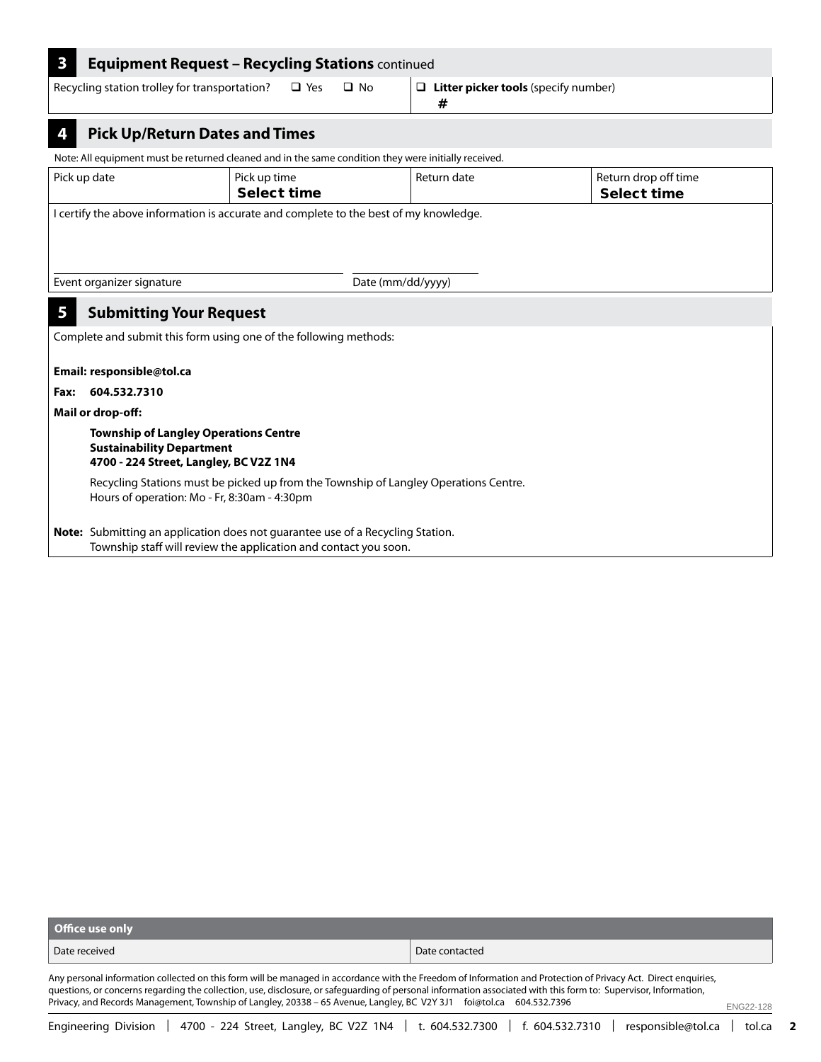## 3 Equipment Request – Recycling Stations continued

| | |
|---|---|
| Recycling station trolley for transportation? ❑ Yes ❑ No | ❑ **Litter picker tools** (specify number) # |

## 4 Pick Up/Return Dates and Times

Note: All equipment must be returned cleaned and in the same condition they were initially received.

| Pick up date | Pick up time | Return date | Return drop off time |
|---|---|---|---|
| | Select time | | Select time |

I certify the above information is accurate and complete to the best of my knowledge.

Event organizer signature

Date (mm/dd/yyyy)

## 5 Submitting Your Request

Complete and submit this form using one of the following methods:

**Email: responsible@tol.ca**

**Fax: 604.532.7310**

**Mail or drop-off:**

**Township of Langley Operations Centre**
**Sustainability Department**
**4700 - 224 Street, Langley, BC V2Z 1N4**

Recycling Stations must be picked up from the Township of Langley Operations Centre.
Hours of operation: Mo - Fr, 8:30am - 4:30pm

**Note:** Submitting an application does not guarantee use of a Recycling Station.
Township staff will review the application and contact you soon.

| Office use only | |
|---|---|
| Date received | Date contacted |

Any personal information collected on this form will be managed in accordance with the Freedom of Information and Protection of Privacy Act. Direct enquiries, questions, or concerns regarding the collection, use, disclosure, or safeguarding of personal information associated with this form to: Supervisor, Information, Privacy, and Records Management, Township of Langley, 20338 – 65 Avenue, Langley, BC V2Y 3J1 foi@tol.ca 604.532.7396

ENG22-128

Engineering Division | 4700 - 224 Street, Langley, BC V2Z 1N4 | t. 604.532.7300 | f. 604.532.7310 | responsible@tol.ca | tol.ca